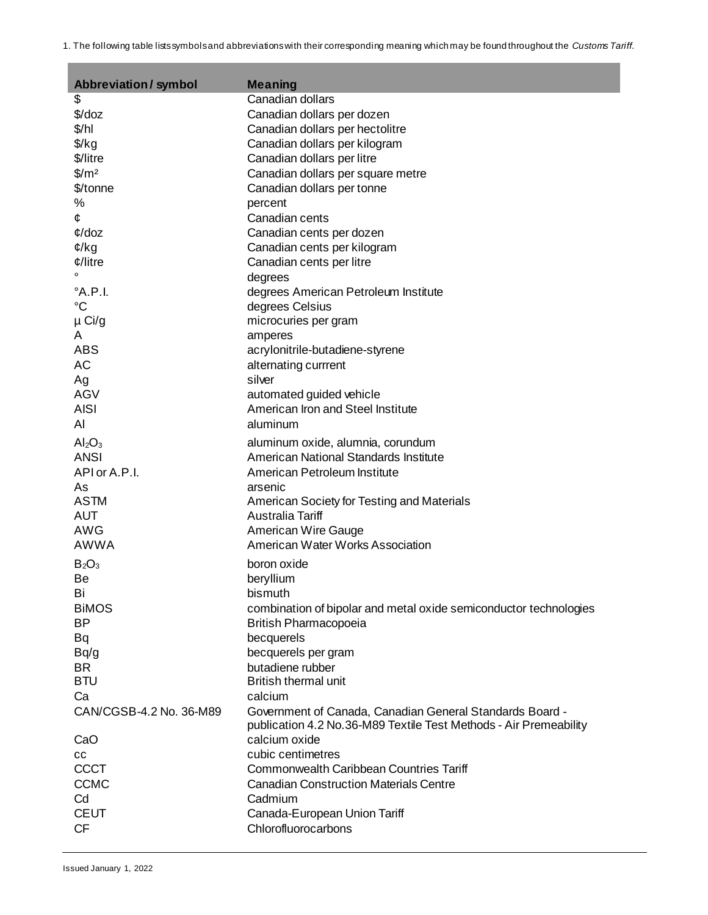1. The following table lists symbols and abbreviations with their corresponding meaning which may be found throughout the *Customs Tariff.*

| Abbreviation / symbol | Meaning |
|---|---|
| $ | Canadian dollars |
| $/doz | Canadian dollars per dozen |
| $/hl | Canadian dollars per hectolitre |
| $/kg | Canadian dollars per kilogram |
| $/litre | Canadian dollars per litre |
| $/m² | Canadian dollars per square metre |
| $/tonne | Canadian dollars per tonne |
| % | percent |
| ¢ | Canadian cents |
| ¢/doz | Canadian cents per dozen |
| ¢/kg | Canadian cents per kilogram |
| ¢/litre | Canadian cents per litre |
| ° | degrees |
| °A.P.I. | degrees American Petroleum Institute |
| °C | degrees Celsius |
| µ Ci/g | microcuries per gram |
| A | amperes |
| ABS | acrylonitrile-butadiene-styrene |
| AC | alternating currrent |
| Ag | silver |
| AGV | automated guided vehicle |
| AISI | American Iron and Steel Institute |
| Al | aluminum |
| $Al_2O_3$ | aluminum oxide, alumnia, corundum |
| ANSI | American National Standards Institute |
| API or A.P.I. | American Petroleum Institute |
| As | arsenic |
| ASTM | American Society for Testing and Materials |
| AUT | Australia Tariff |
| AWG | American Wire Gauge |
| AWWA | American Water Works Association |
| $B_2O_3$ | boron oxide |
| Be | beryllium |
| Bi | bismuth |
| BiMOS | combination of bipolar and metal oxide semiconductor technologies |
| BP | British Pharmacopoeia |
| Bq | becquerels |
| Bq/g | becquerels per gram |
| BR | butadiene rubber |
| BTU | British thermal unit |
| Ca | calcium |
| CAN/CGSB-4.2 No. 36-M89 | Government of Canada, Canadian General Standards Board - publication 4.2 No.36-M89 Textile Test Methods - Air Premeability |
| CaO | calcium oxide |
| cc | cubic centimetres |
| CCCT | Commonwealth Caribbean Countries Tariff |
| CCMC | Canadian Construction Materials Centre |
| Cd | Cadmium |
| CEUT | Canada-European Union Tariff |
| CF | Chlorofluorocarbons |

Issued January 1, 2022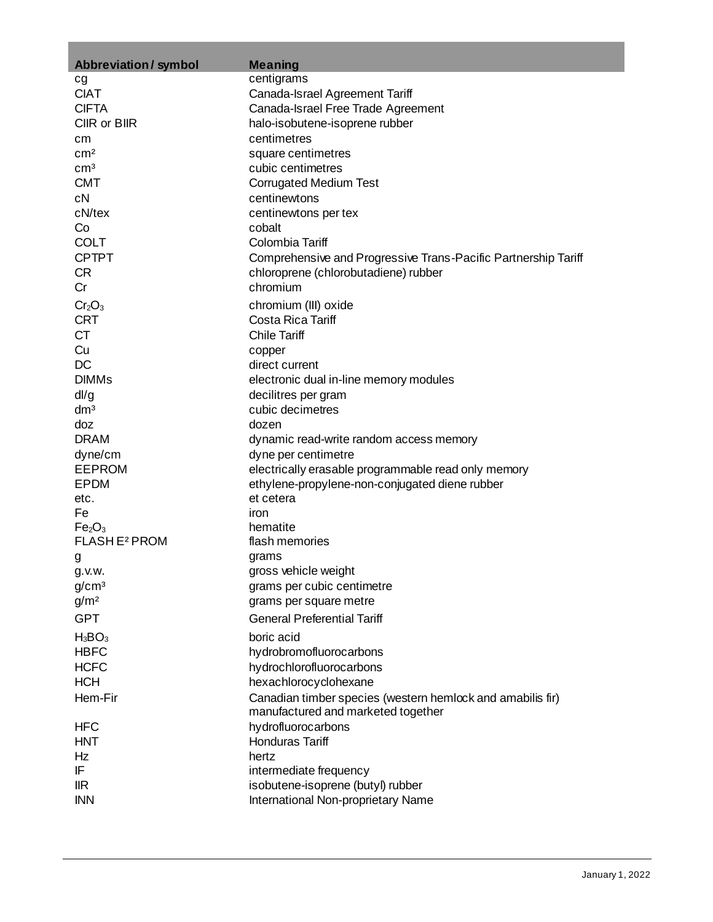| Abbreviation / symbol | Meaning |
|---|---|
| cg | centigrams |
| CIAT | Canada-Israel Agreement Tariff |
| CIFTA | Canada-Israel Free Trade Agreement |
| CIIR or BIIR | halo-isobutene-isoprene rubber |
| cm | centimetres |
| $cm^2$ | square centimetres |
| $cm^3$ | cubic centimetres |
| CMT | Corrugated Medium Test |
| cN | centinewtons |
| cN/tex | centinewtons per tex |
| Co | cobalt |
| COLT | Colombia Tariff |
| CPTPT | Comprehensive and Progressive Trans-Pacific Partnership Tariff |
| CR | chloroprene (chlorobutadiene) rubber |
| Cr | chromium |
| $Cr_2O_3$ | chromium (III) oxide |
| CRT | Costa Rica Tariff |
| CT | Chile Tariff |
| Cu | copper |
| DC | direct current |
| DIMMs | electronic dual in-line memory modules |
| dl/g | decilitres per gram |
| $dm^3$ | cubic decimetres |
| doz | dozen |
| DRAM | dynamic read-write random access memory |
| dyne/cm | dyne per centimetre |
| EEPROM | electrically erasable programmable read only memory |
| EPDM | ethylene-propylene-non-conjugated diene rubber |
| etc. | et cetera |
| Fe | iron |
| $Fe_2O_3$ | hematite |
| FLASH $E^2$ PROM | flash memories |
| g | grams |
| g.v.w. | gross vehicle weight |
| $g/cm^3$ | grams per cubic centimetre |
| $g/m^2$ | grams per square metre |
| GPT | General Preferential Tariff |
| $H_3BO_3$ | boric acid |
| HBFC | hydrobromofluorocarbons |
| HCFC | hydrochlorofluorocarbons |
| HCH | hexachlorocyclohexane |
| Hem-Fir | Canadian timber species (western hemlock and amabilis fir) manufactured and marketed together |
| HFC | hydrofluorocarbons |
| HNT | Honduras Tariff |
| Hz | hertz |
| IF | intermediate frequency |
| IIR | isobutene-isoprene (butyl) rubber |
| INN | International Non-proprietary Name |

January 1, 2022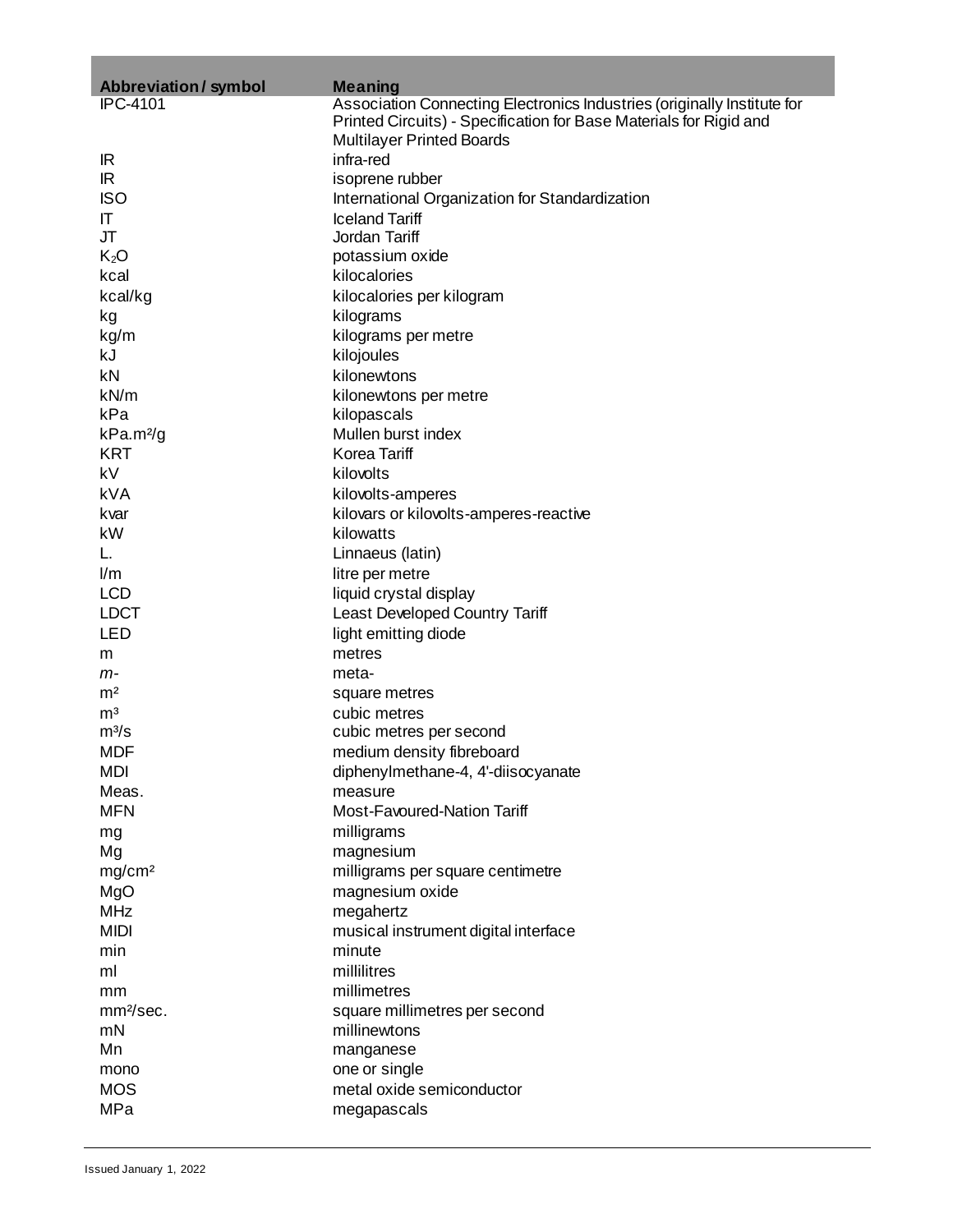| Abbreviation / symbol | Meaning |
|---|---|
| IPC-4101 | Association Connecting Electronics Industries (originally Institute for Printed Circuits) - Specification for Base Materials for Rigid and Multilayer Printed Boards |
| IR | infra-red |
| IR | isoprene rubber |
| ISO | International Organization for Standardization |
| IT | Iceland Tariff |
| JT | Jordan Tariff |
| $K_2O$ | potassium oxide |
| kcal | kilocalories |
| kcal/kg | kilocalories per kilogram |
| kg | kilograms |
| kg/m | kilograms per metre |
| kJ | kilojoules |
| kN | kilonewtons |
| kN/m | kilonewtons per metre |
| kPa | kilopascals |
| kPa.$m^2$/g | Mullen burst index |
| KRT | Korea Tariff |
| kV | kilovolts |
| kVA | kilovolts-amperes |
| kvar | kilovars or kilovolts-amperes-reactive |
| kW | kilowatts |
| L. | Linnaeus (latin) |
| l/m | litre per metre |
| LCD | liquid crystal display |
| LDCT | Least Developed Country Tariff |
| LED | light emitting diode |
| m | metres |
| *m*- | meta- |
| $m^2$ | square metres |
| $m^3$ | cubic metres |
| $m^3$/s | cubic metres per second |
| MDF | medium density fibreboard |
| MDI | diphenylmethane-4, 4'-diisocyanate |
| Meas. | measure |
| MFN | Most-Favoured-Nation Tariff |
| mg | milligrams |
| Mg | magnesium |
| mg/$cm^2$ | milligrams per square centimetre |
| MgO | magnesium oxide |
| MHz | megahertz |
| MIDI | musical instrument digital interface |
| min | minute |
| ml | millilitres |
| mm | millimetres |
| $mm^2$/sec. | square millimetres per second |
| mN | millinewtons |
| Mn | manganese |
| mono | one or single |
| MOS | metal oxide semiconductor |
| MPa | megapascals |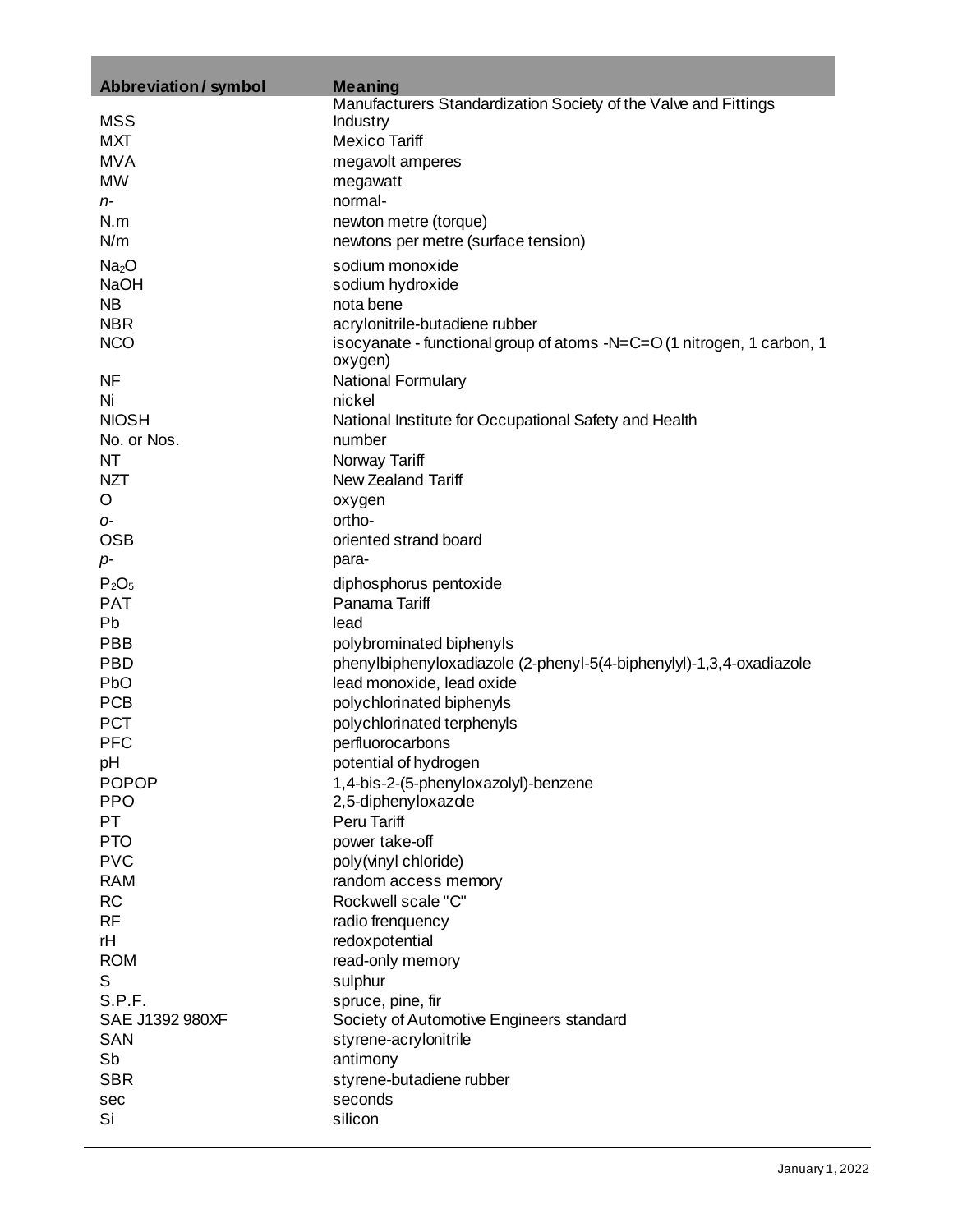| Abbreviation / symbol | Meaning |
| --- | --- |
| MSS | Manufacturers Standardization Society of the Valve and Fittings Industry |
| MXT | Mexico Tariff |
| MVA | megavolt amperes |
| MW | megawatt |
| *n*- | normal- |
| N.m | newton metre (torque) |
| N/m | newtons per metre (surface tension) |
| $Na_2O$ | sodium monoxide |
| NaOH | sodium hydroxide |
| NB | nota bene |
| NBR | acrylonitrile-butadiene rubber |
| NCO | isocyanate - functional group of atoms -N=C=O (1 nitrogen, 1 carbon, 1 oxygen) |
| NF | National Formulary |
| Ni | nickel |
| NIOSH | National Institute for Occupational Safety and Health |
| No. or Nos. | number |
| NT | Norway Tariff |
| NZT | New Zealand Tariff |
| O | oxygen |
| *o*- | ortho- |
| OSB | oriented strand board |
| *p*- | para- |
| $P_2O_5$ | diphosphorus pentoxide |
| PAT | Panama Tariff |
| Pb | lead |
| PBB | polybrominated biphenyls |
| PBD | phenylbiphenyloxadiazole (2-phenyl-5(4-biphenylyl)-1,3,4-oxadiazole |
| PbO | lead monoxide, lead oxide |
| PCB | polychlorinated biphenyls |
| PCT | polychlorinated terphenyls |
| PFC | perfluorocarbons |
| pH | potential of hydrogen |
| POPOP | 1,4-bis-2-(5-phenyloxazolyl)-benzene |
| PPO | 2,5-diphenyloxazole |
| PT | Peru Tariff |
| PTO | power take-off |
| PVC | poly(vinyl chloride) |
| RAM | random access memory |
| RC | Rockwell scale "C" |
| RF | radio frenquency |
| rH | redoxpotential |
| ROM | read-only memory |
| S | sulphur |
| S.P.F. | spruce, pine, fir |
| SAE J1392 980XF | Society of Automotive Engineers standard |
| SAN | styrene-acrylonitrile |
| Sb | antimony |
| SBR | styrene-butadiene rubber |
| sec | seconds |
| Si | silicon |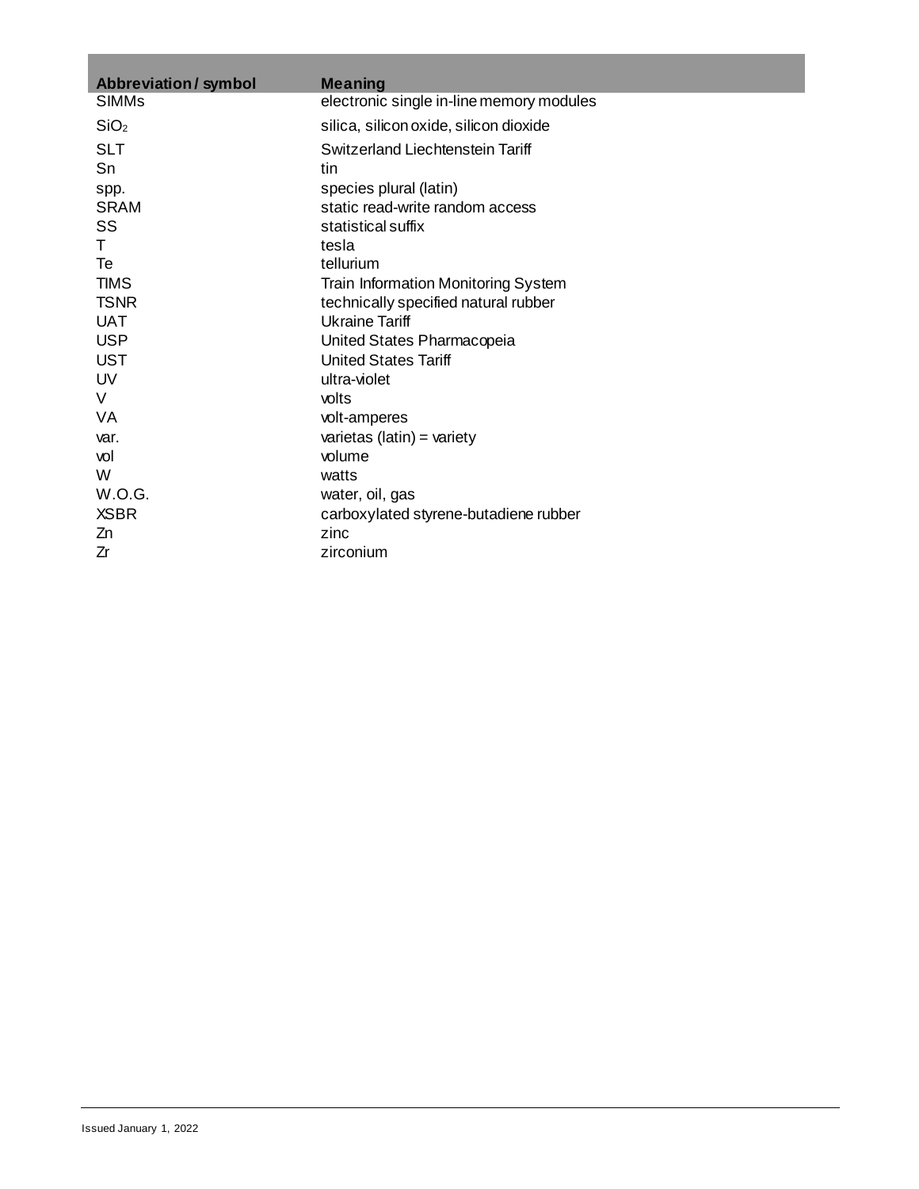| Abbreviation / symbol | Meaning |
|---|---|
| SIMMs | electronic single in-line memory modules |
| $SiO_2$ | silica, silicon oxide, silicon dioxide |
| SLT | Switzerland Liechtenstein Tariff |
| Sn | tin |
| spp. | species plural (latin) |
| SRAM | static read-write random access |
| SS | statistical suffix |
| T | tesla |
| Te | tellurium |
| TIMS | Train Information Monitoring System |
| TSNR | technically specified natural rubber |
| UAT | Ukraine Tariff |
| USP | United States Pharmacopeia |
| UST | United States Tariff |
| UV | ultra-violet |
| V | volts |
| VA | volt-amperes |
| var. | varietas (latin) = variety |
| vol | volume |
| W | watts |
| W.O.G. | water, oil, gas |
| XSBR | carboxylated styrene-butadiene rubber |
| Zn | zinc |
| Zr | zirconium |

Issued January 1, 2022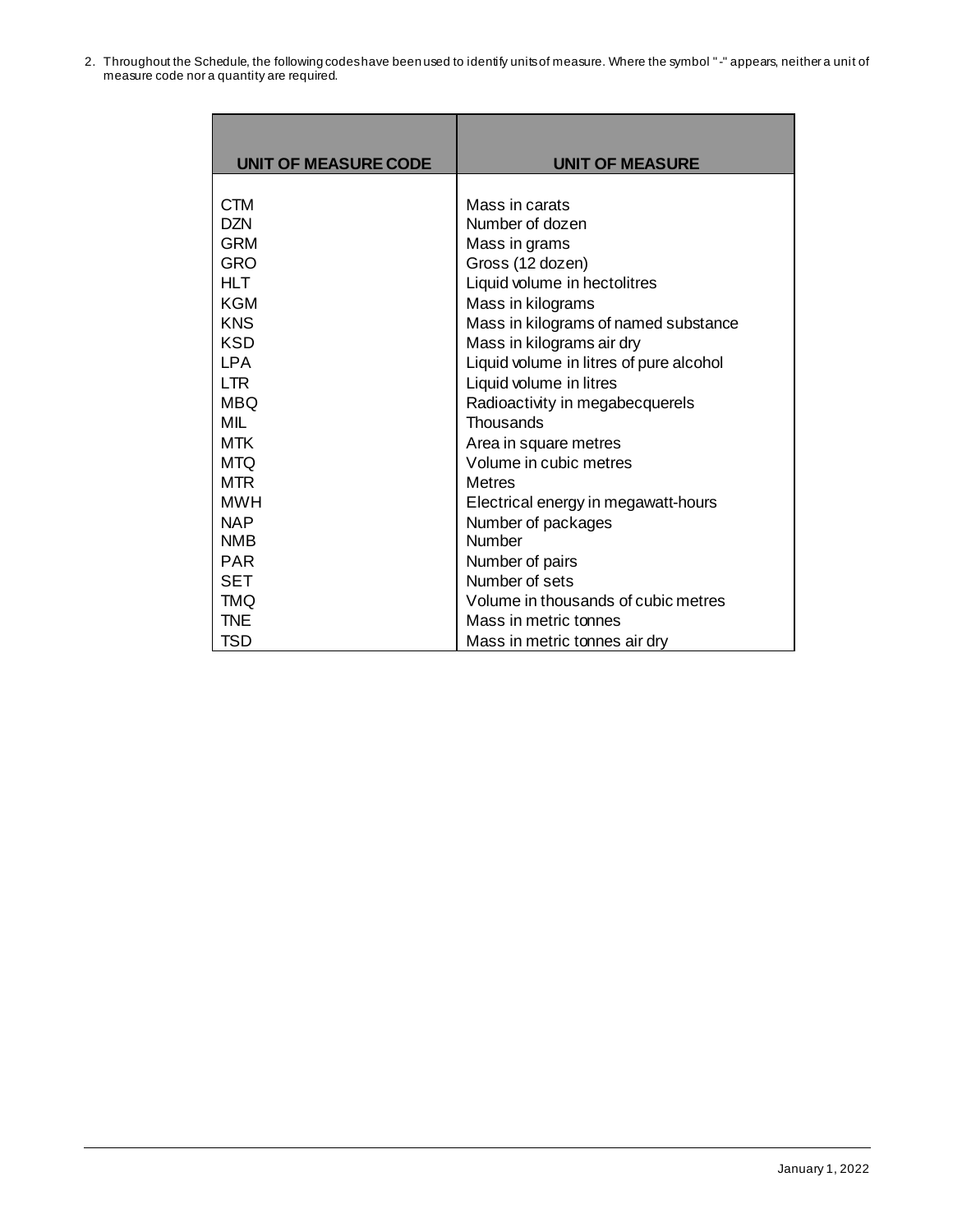2. Throughout the Schedule, the following codes have been used to identify units of measure. Where the symbol "-" appears, neither a unit of measure code nor a quantity are required.

| UNIT OF MEASURE CODE | UNIT OF MEASURE |
|---|---|
| CTM | Mass in carats |
| DZN | Number of dozen |
| GRM | Mass in grams |
| GRO | Gross (12 dozen) |
| HLT | Liquid volume in hectolitres |
| KGM | Mass in kilograms |
| KNS | Mass in kilograms of named substance |
| KSD | Mass in kilograms air dry |
| LPA | Liquid volume in litres of pure alcohol |
| LTR | Liquid volume in litres |
| MBQ | Radioactivity in megabecquerels |
| MIL | Thousands |
| MTK | Area in square metres |
| MTQ | Volume in cubic metres |
| MTR | Metres |
| MWH | Electrical energy in megawatt-hours |
| NAP | Number of packages |
| NMB | Number |
| PAR | Number of pairs |
| SET | Number of sets |
| TMQ | Volume in thousands of cubic metres |
| TNE | Mass in metric tonnes |
| TSD | Mass in metric tonnes air dry |